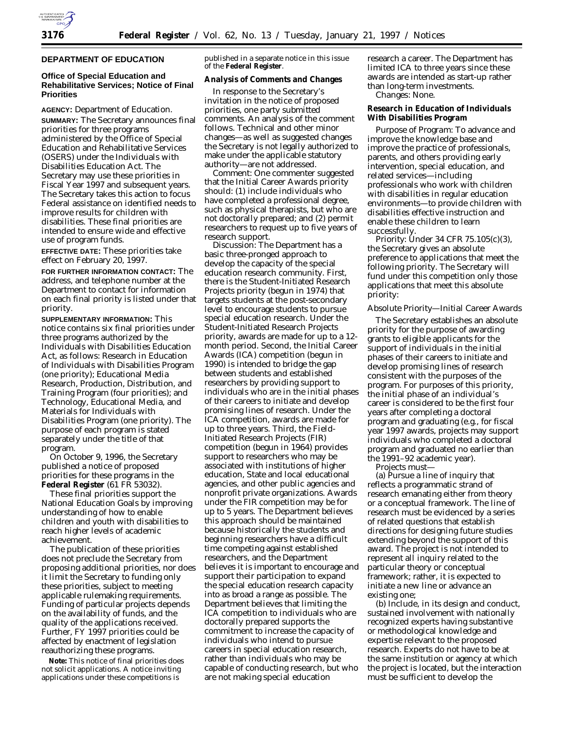## DEPARTMENT OF EDUCATION

### Office of Special Education and Rehabilitative Services; Notice of Final Priorities

**AGENCY:** Department of Education.

**SUMMARY:** The Secretary announces final priorities for three programs administered by the Office of Special Education and Rehabilitative Services (OSERS) under the Individuals with Disabilities Education Act. The Secretary may use these priorities in Fiscal Year 1997 and subsequent years. The Secretary takes this action to focus Federal assistance on identified needs to improve results for children with disabilities. These final priorities are intended to ensure wide and effective use of program funds.

**EFFECTIVE DATE:** These priorities take effect on February 20, 1997.

**FOR FURTHER INFORMATION CONTACT:** The address, and telephone number at the Department to contact for information on each final priority is listed under that priority.

**SUPPLEMENTARY INFORMATION:** This notice contains six final priorities under three programs authorized by the Individuals with Disabilities Education Act, as follows: Research in Education of Individuals with Disabilities Program (one priority); Educational Media Research, Production, Distribution, and Training Program (four priorities); and Technology, Educational Media, and Materials for Individuals with Disabilities Program (one priority). The purpose of each program is stated separately under the title of that program.

On October 9, 1996, the Secretary published a notice of proposed priorities for these programs in the **Federal Register** (61 FR 53032).

These final priorities support the National Education Goals by improving understanding of how to enable children and youth with disabilities to reach higher levels of academic achievement.

The publication of these priorities does not preclude the Secretary from proposing additional priorities, nor does it limit the Secretary to funding only these priorities, subject to meeting applicable rulemaking requirements. Funding of particular projects depends on the availability of funds, and the quality of the applications received. Further, FY 1997 priorities could be affected by enactment of legislation reauthorizing these programs.

**Note:** This notice of final priorities does not solicit applications. A notice inviting applications under these competitions is published in a separate notice in this issue of the **Federal Register**.

### Analysis of Comments and Changes

In response to the Secretary's invitation in the notice of proposed priorities, one party submitted comments. An analysis of the comment follows. Technical and other minor changes—as well as suggested changes the Secretary is not legally authorized to make under the applicable statutory authority—are not addressed.

*Comment:* One commenter suggested that the Initial Career Awards priority should: (1) include individuals who have completed a professional degree, such as physical therapists, but who are not doctorally prepared; and (2) permit researchers to request up to five years of research support.

*Discussion:* The Department has a basic three-pronged approach to develop the capacity of the special education research community. First, there is the Student-Initiated Research Projects priority (begun in 1974) that targets students at the post-secondary level to encourage students to pursue special education research. Under the Student-Initiated Research Projects priority, awards are made for up to a 12-month period. Second, the Initial Career Awards (ICA) competition (begun in 1990) is intended to bridge the gap between students and established researchers by providing support to individuals who are in the initial phases of their careers to initiate and develop promising lines of research. Under the ICA competition, awards are made for up to three years. Third, the Field-Initiated Research Projects (FIR) competition (begun in 1964) provides support to researchers who may be associated with institutions of higher education, State and local educational agencies, and other public agencies and nonprofit private organizations. Awards under the FIR competition may be for up to 5 years. The Department believes this approach should be maintained because historically the students and beginning researchers have a difficult time competing against established researchers, and the Department believes it is important to encourage and support their participation to expand the special education research capacity into as broad a range as possible. The Department believes that limiting the ICA competition to individuals who are doctorally prepared supports the commitment to increase the capacity of individuals who intend to pursue careers in special education research, rather than individuals who may be capable of conducting research, but who are not making special education research a career. The Department has limited ICA to three years since these awards are intended as start-up rather than long-term investments.

*Changes:* None.

### Research in Education of Individuals With Disabilities Program

*Purpose of Program:* To advance and improve the knowledge base and improve the practice of professionals, parents, and others providing early intervention, special education, and related services—including professionals who work with children with disabilities in regular education environments—to provide children with disabilities effective instruction and enable these children to learn successfully.

*Priority:* Under 34 CFR 75.105(c)(3), the Secretary gives an absolute preference to applications that meet the following priority. The Secretary will fund under this competition only those applications that meet this absolute priority:

#### Absolute Priority—Initial Career Awards

The Secretary establishes an absolute priority for the purpose of awarding grants to eligible applicants for the support of individuals in the initial phases of their careers to initiate and develop promising lines of research consistent with the purposes of the program. For purposes of this priority, the initial phase of an individual's career is considered to be the first four years after completing a doctoral program and graduating (e.g., for fiscal year 1997 awards, projects may support individuals who completed a doctoral program and graduated no earlier than the 1991–92 academic year).

Projects must—

(a) Pursue a line of inquiry that reflects a programmatic strand of research emanating either from theory or a conceptual framework. The line of research must be evidenced by a series of related questions that establish directions for designing future studies extending beyond the support of this award. The project is not intended to represent all inquiry related to the particular theory or conceptual framework; rather, it is expected to initiate a new line or advance an existing one;

(b) Include, in its design and conduct, sustained involvement with nationally recognized experts having substantive or methodological knowledge and expertise relevant to the proposed research. Experts do not have to be at the same institution or agency at which the project is located, but the interaction must be sufficient to develop the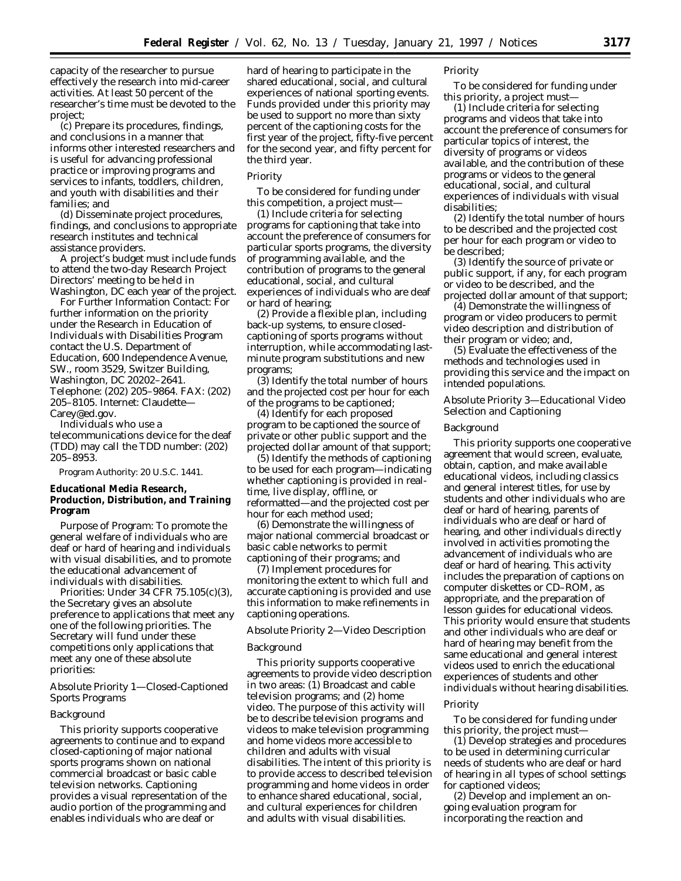capacity of the researcher to pursue effectively the research into mid-career activities. At least 50 percent of the researcher's time must be devoted to the project;

(c) Prepare its procedures, findings, and conclusions in a manner that informs other interested researchers and is useful for advancing professional practice or improving programs and services to infants, toddlers, children, and youth with disabilities and their families; and

(d) Disseminate project procedures, findings, and conclusions to appropriate research institutes and technical assistance providers.

A project's budget must include funds to attend the two-day Research Project Directors' meeting to be held in Washington, DC each year of the project.

*For Further Information Contact:* For further information on the priority under the Research in Education of Individuals with Disabilities Program contact the U.S. Department of Education, 600 Independence Avenue, SW., room 3529, Switzer Building, Washington, DC 20202–2641. Telephone: (202) 205–9864. FAX: (202) 205–8105. Internet: Claudette—Carey@ed.gov.

Individuals who use a telecommunications device for the deaf (TDD) may call the TDD number: (202) 205–8953.

*Program Authority:* 20 U.S.C. 1441.

## Educational Media Research, Production, Distribution, and Training Program

*Purpose of Program:* To promote the general welfare of individuals who are deaf or hard of hearing and individuals with visual disabilities, and to promote the educational advancement of individuals with disabilities.

*Priorities:* Under 34 CFR 75.105(c)(3), the Secretary gives an absolute preference to applications that meet any one of the following priorities. The Secretary will fund under these competitions only applications that meet any one of these absolute priorities:

### *Absolute Priority 1—Closed-Captioned Sports Programs*

#### *Background*

This priority supports cooperative agreements to continue and to expand closed-captioning of major national sports programs shown on national commercial broadcast or basic cable television networks. Captioning provides a visual representation of the audio portion of the programming and enables individuals who are deaf or hard of hearing to participate in the shared educational, social, and cultural experiences of national sporting events. Funds provided under this priority may be used to support no more than sixty percent of the captioning costs for the first year of the project, fifty-five percent for the second year, and fifty percent for the third year.

#### *Priority*

To be considered for funding under this competition, a project must—

(1) Include criteria for selecting programs for captioning that take into account the preference of consumers for particular sports programs, the diversity of programming available, and the contribution of programs to the general educational, social, and cultural experiences of individuals who are deaf or hard of hearing;

(2) Provide a flexible plan, including back-up systems, to ensure closed-captioning of sports programs without interruption, while accommodating last-minute program substitutions and new programs;

(3) Identify the total number of hours and the projected cost per hour for each of the programs to be captioned;

(4) Identify for each proposed program to be captioned the source of private or other public support and the projected dollar amount of that support;

(5) Identify the methods of captioning to be used for each program—indicating whether captioning is provided in real-time, live display, offline, or reformatted—and the projected cost per hour for each method used;

(6) Demonstrate the willingness of major national commercial broadcast or basic cable networks to permit captioning of their programs; and

(7) Implement procedures for monitoring the extent to which full and accurate captioning is provided and use this information to make refinements in captioning operations.

### *Absolute Priority 2—Video Description*

#### *Background*

This priority supports cooperative agreements to provide video description in two areas: (1) Broadcast and cable television programs; and (2) home video. The purpose of this activity will be to describe television programs and videos to make television programming and home videos more accessible to children and adults with visual disabilities. The intent of this priority is to provide access to described television programming and home videos in order to enhance shared educational, social, and cultural experiences for children and adults with visual disabilities.

#### *Priority*

To be considered for funding under this priority, a project must—

(1) Include criteria for selecting programs and videos that take into account the preference of consumers for particular topics of interest, the diversity of programs or videos available, and the contribution of these programs or videos to the general educational, social, and cultural experiences of individuals with visual disabilities;

(2) Identify the total number of hours to be described and the projected cost per hour for each program or video to be described;

(3) Identify the source of private or public support, if any, for each program or video to be described, and the projected dollar amount of that support;

(4) Demonstrate the willingness of program or video producers to permit video description and distribution of their program or video; and,

(5) Evaluate the effectiveness of the methods and technologies used in providing this service and the impact on intended populations.

### *Absolute Priority 3—Educational Video Selection and Captioning*

#### *Background*

This priority supports one cooperative agreement that would screen, evaluate, obtain, caption, and make available educational videos, including classics and general interest titles, for use by students and other individuals who are deaf or hard of hearing, parents of individuals who are deaf or hard of hearing, and other individuals directly involved in activities promoting the advancement of individuals who are deaf or hard of hearing. This activity includes the preparation of captions on computer diskettes or CD–ROM, as appropriate, and the preparation of lesson guides for educational videos. This priority would ensure that students and other individuals who are deaf or hard of hearing may benefit from the same educational and general interest videos used to enrich the educational experiences of students and other individuals without hearing disabilities.

#### *Priority*

To be considered for funding under this priority, the project must—

(1) Develop strategies and procedures to be used in determining curricular needs of students who are deaf or hard of hearing in all types of school settings for captioned videos;

(2) Develop and implement an on-going evaluation program for incorporating the reaction and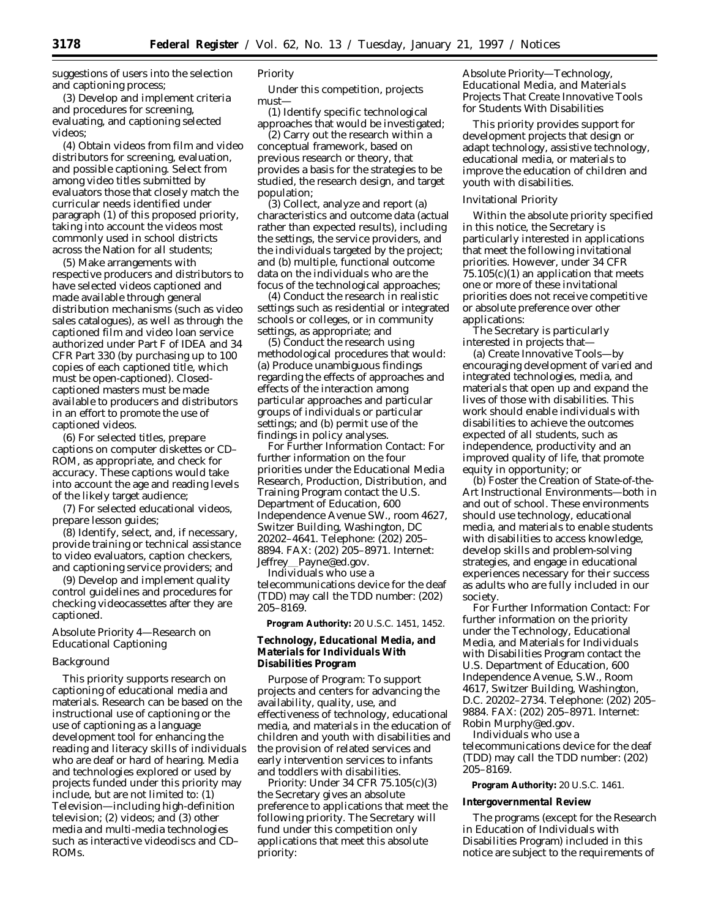suggestions of users into the selection and captioning process;

(3) Develop and implement criteria and procedures for screening, evaluating, and captioning selected videos;

(4) Obtain videos from film and video distributors for screening, evaluation, and possible captioning. Select from among video titles submitted by evaluators those that closely match the curricular needs identified under paragraph (1) of this proposed priority, taking into account the videos most commonly used in school districts across the Nation for all students;

(5) Make arrangements with respective producers and distributors to have selected videos captioned and made available through general distribution mechanisms (such as video sales catalogues), as well as through the captioned film and video loan service authorized under Part F of IDEA and 34 CFR Part 330 (by purchasing up to 100 copies of each captioned title, which must be open-captioned). Closed-captioned masters must be made available to producers and distributors in an effort to promote the use of captioned videos.

(6) For selected titles, prepare captions on computer diskettes or CD–ROM, as appropriate, and check for accuracy. These captions would take into account the age and reading levels of the likely target audience;

(7) For selected educational videos, prepare lesson guides;

(8) Identify, select, and, if necessary, provide training or technical assistance to video evaluators, caption checkers, and captioning service providers; and

(9) Develop and implement quality control guidelines and procedures for checking videocassettes after they are captioned.

*Absolute Priority 4—Research on Educational Captioning*

*Background*

This priority supports research on captioning of educational media and materials. Research can be based on the instructional use of captioning or the use of captioning as a language development tool for enhancing the reading and literacy skills of individuals who are deaf or hard of hearing. Media and technologies explored or used by projects funded under this priority may include, but are not limited to: (1) Television—including high-definition television; (2) videos; and (3) other media and multi-media technologies such as interactive videodiscs and CD–ROMs.

*Priority*

Under this competition, projects must—

(1) Identify specific technological approaches that would be investigated;

(2) Carry out the research within a conceptual framework, based on previous research or theory, that provides a basis for the strategies to be studied, the research design, and target population;

(3) Collect, analyze and report (a) characteristics and outcome data (actual rather than expected results), including the settings, the service providers, and the individuals targeted by the project; and (b) multiple, functional outcome data on the individuals who are the focus of the technological approaches;

(4) Conduct the research in realistic settings such as residential or integrated schools or colleges, or in community settings, as appropriate; and

(5) Conduct the research using methodological procedures that would: (a) Produce unambiguous findings regarding the effects of approaches and effects of the interaction among particular approaches and particular groups of individuals or particular settings; and (b) permit use of the findings in policy analyses.

*For Further Information Contact:* For further information on the four priorities under the Educational Media Research, Production, Distribution, and Training Program contact the U.S. Department of Education, 600 Independence Avenue SW., room 4627, Switzer Building, Washington, DC 20202–4641. Telephone: (202) 205–8894. FAX: (202) 205–8971. Internet: Jeffrey__Payne@ed.gov.

Individuals who use a telecommunications device for the deaf (TDD) may call the TDD number: (202) 205–8169.

**Program Authority:** 20 U.S.C. 1451, 1452.

**Technology, Educational Media, and Materials for Individuals With Disabilities Program**

*Purpose of Program:* To support projects and centers for advancing the availability, quality, use, and effectiveness of technology, educational media, and materials in the education of children and youth with disabilities and the provision of related services and early intervention services to infants and toddlers with disabilities.

*Priority:* Under 34 CFR 75.105(c)(3) the Secretary gives an absolute preference to applications that meet the following priority. The Secretary will fund under this competition only applications that meet this absolute priority:

*Absolute Priority—Technology, Educational Media, and Materials Projects That Create Innovative Tools for Students With Disabilities*

This priority provides support for development projects that design or adapt technology, assistive technology, educational media, or materials to improve the education of children and youth with disabilities.

*Invitational Priority*

Within the absolute priority specified in this notice, the Secretary is particularly interested in applications that meet the following invitational priorities. However, under 34 CFR 75.105(c)(1) an application that meets one or more of these invitational priorities does not receive competitive or absolute preference over other applications:

The Secretary is particularly interested in projects that—

(a) Create Innovative Tools—by encouraging development of varied and integrated technologies, media, and materials that open up and expand the lives of those with disabilities. This work should enable individuals with disabilities to achieve the outcomes expected of all students, such as independence, productivity and an improved quality of life, that promote equity in opportunity; or

(b) Foster the Creation of State-of-the-Art Instructional Environments—both in and out of school. These environments should use technology, educational media, and materials to enable students with disabilities to access knowledge, develop skills and problem-solving strategies, and engage in educational experiences necessary for their success as adults who are fully included in our society.

*For Further Information Contact:* For further information on the priority under the Technology, Educational Media, and Materials for Individuals with Disabilities Program contact the U.S. Department of Education, 600 Independence Avenue, S.W., Room 4617, Switzer Building, Washington, D.C. 20202–2734. Telephone: (202) 205–9884. FAX: (202) 205–8971. Internet: Robin Murphy@ed.gov.

Individuals who use a telecommunications device for the deaf (TDD) may call the TDD number: (202) 205–8169.

**Program Authority:** 20 U.S.C. 1461.

**Intergovernmental Review**

The programs (except for the Research in Education of Individuals with Disabilities Program) included in this notice are subject to the requirements of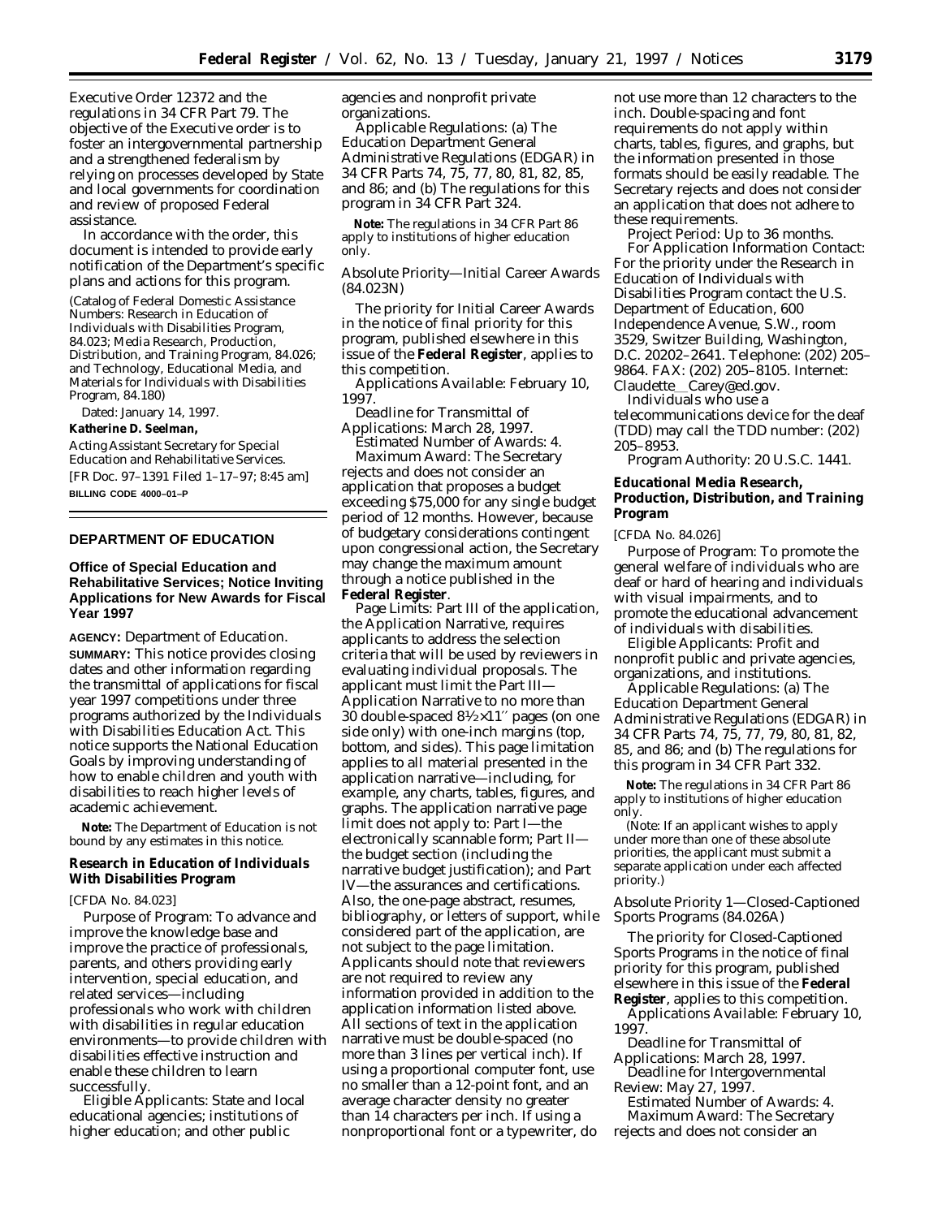Executive Order 12372 and the regulations in 34 CFR Part 79. The objective of the Executive order is to foster an intergovernmental partnership and a strengthened federalism by relying on processes developed by State and local governments for coordination and review of proposed Federal assistance.

In accordance with the order, this document is intended to provide early notification of the Department's specific plans and actions for this program.

(Catalog of Federal Domestic Assistance Numbers: Research in Education of Individuals with Disabilities Program, 84.023; Media Research, Production, Distribution, and Training Program, 84.026; and Technology, Educational Media, and Materials for Individuals with Disabilities Program, 84.180)

Dated: January 14, 1997.

**Katherine D. Seelman,**

*Acting Assistant Secretary for Special Education and Rehabilitative Services.*

[FR Doc. 97–1391 Filed 1–17–97; 8:45 am]

**BILLING CODE 4000–01–P**

---

## DEPARTMENT OF EDUCATION

### Office of Special Education and Rehabilitative Services; Notice Inviting Applications for New Awards for Fiscal Year 1997

**AGENCY:** Department of Education.

**SUMMARY:** This notice provides closing dates and other information regarding the transmittal of applications for fiscal year 1997 competitions under three programs authorized by the Individuals with Disabilities Education Act. This notice supports the National Education Goals by improving understanding of how to enable children and youth with disabilities to reach higher levels of academic achievement.

**Note:** The Department of Education is not bound by any estimates in this notice.

### Research in Education of Individuals With Disabilities Program

[CFDA No. 84.023]

*Purpose of Program:* To advance and improve the knowledge base and improve the practice of professionals, parents, and others providing early intervention, special education, and related services—including professionals who work with children with disabilities in regular education environments—to provide children with disabilities effective instruction and enable these children to learn successfully.

*Eligible Applicants:* State and local educational agencies; institutions of higher education; and other public agencies and nonprofit private organizations.

*Applicable Regulations:* (a) The Education Department General Administrative Regulations (EDGAR) in 34 CFR Parts 74, 75, 77, 80, 81, 82, 85, and 86; and (b) The regulations for this program in 34 CFR Part 324.

**Note:** The regulations in 34 CFR Part 86 apply to institutions of higher education only.

*Absolute Priority—Initial Career Awards (84.023N)*

The priority for Initial Career Awards in the notice of final priority for this program, published elsewhere in this issue of the **Federal Register**, applies to this competition.

*Applications Available:* February 10, 1997.

*Deadline for Transmittal of Applications:* March 28, 1997.

*Estimated Number of Awards:* 4.

*Maximum Award:* The Secretary rejects and does not consider an application that proposes a budget exceeding $75,000 for any single budget period of 12 months. However, because of budgetary considerations contingent upon congressional action, the Secretary may change the maximum amount through a notice published in the **Federal Register**.

*Page Limits:* Part III of the application, the Application Narrative, requires applicants to address the selection criteria that will be used by reviewers in evaluating individual proposals. The applicant must limit the Part III—Application Narrative to no more than 30 double-spaced 8½×11″ pages (on one side only) with one-inch margins (top, bottom, and sides). This page limitation applies to all material presented in the application narrative—including, for example, any charts, tables, figures, and graphs. The application narrative page limit does not apply to: Part I—the electronically scannable form; Part II—the budget section (including the narrative budget justification); and Part IV—the assurances and certifications. Also, the one-page abstract, resumes, bibliography, or letters of support, while considered part of the application, are not subject to the page limitation. Applicants should note that reviewers are not required to review any information provided in addition to the application information listed above. All sections of text in the application narrative must be double-spaced (no more than 3 lines per vertical inch). If using a proportional computer font, use no smaller than a 12-point font, and an average character density no greater than 14 characters per inch. If using a nonproportional font or a typewriter, do not use more than 12 characters to the inch. Double-spacing and font requirements do not apply within charts, tables, figures, and graphs, but the information presented in those formats should be easily readable. The Secretary rejects and does not consider an application that does not adhere to these requirements.

*Project Period:* Up to 36 months.

*For Application Information Contact:* For the priority under the Research in Education of Individuals with Disabilities Program contact the U.S. Department of Education, 600 Independence Avenue, S.W., room 3529, Switzer Building, Washington, D.C. 20202–2641. Telephone: (202) 205–9864. FAX: (202) 205–8105. Internet: Claudette_Carey@ed.gov.

Individuals who use a telecommunications device for the deaf (TDD) may call the TDD number: (202) 205–8953.

*Program Authority:* 20 U.S.C. 1441.

### Educational Media Research, Production, Distribution, and Training Program

[CFDA No. 84.026]

*Purpose of Program:* To promote the general welfare of individuals who are deaf or hard of hearing and individuals with visual impairments, and to promote the educational advancement of individuals with disabilities.

*Eligible Applicants:* Profit and nonprofit public and private agencies, organizations, and institutions.

*Applicable Regulations:* (a) The Education Department General Administrative Regulations (EDGAR) in 34 CFR Parts 74, 75, 77, 79, 80, 81, 82, 85, and 86; and (b) The regulations for this program in 34 CFR Part 332.

**Note:** The regulations in 34 CFR Part 86 apply to institutions of higher education only.

(Note: If an applicant wishes to apply under more than one of these absolute priorities, the applicant must submit a separate application under each affected priority.)

*Absolute Priority 1—Closed-Captioned Sports Programs (84.026A)*

The priority for Closed-Captioned Sports Programs in the notice of final priority for this program, published elsewhere in this issue of the **Federal Register**, applies to this competition.

*Applications Available:* February 10, 1997.

*Deadline for Transmittal of Applications:* March 28, 1997.

*Deadline for Intergovernmental Review:* May 27, 1997.

*Estimated Number of Awards:* 4.

*Maximum Award:* The Secretary rejects and does not consider an